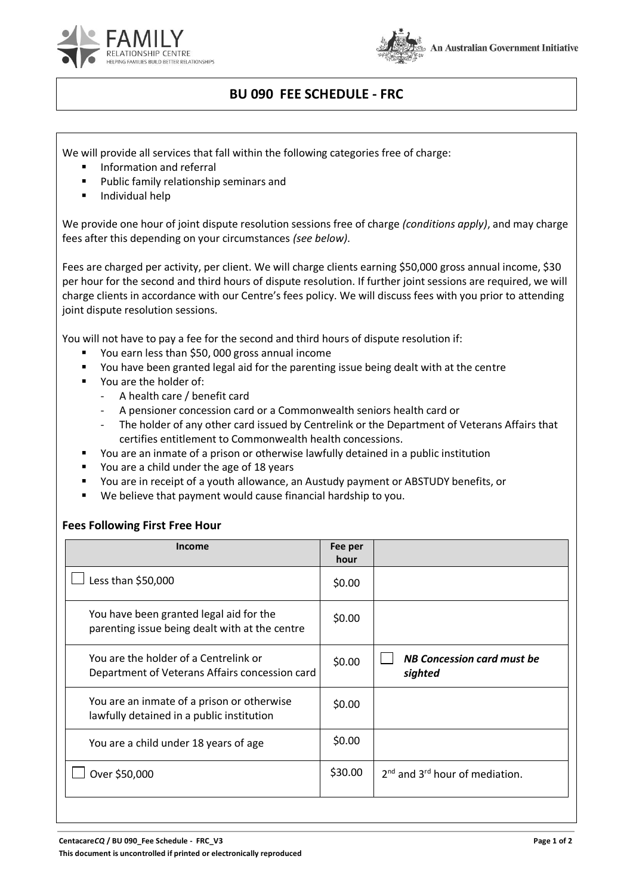# BU 090 FEE SCHEDULE - FRC

We will provide all services that fall within the following categories free of charge:

- Information and referral
- Public family relationship seminars and
- Individual help

We provide one hour of joint dispute resolution sessions free of charge *(conditions apply)*, and may charge fees after this depending on your circumstances *(see below)*.

Fees are charged per activity, per client. We will charge clients earning $50,000 gross annual income, $30 per hour for the second and third hours of dispute resolution. If further joint sessions are required, we will charge clients in accordance with our Centre's fees policy. We will discuss fees with you prior to attending joint dispute resolution sessions.

You will not have to pay a fee for the second and third hours of dispute resolution if:

- You earn less than $50, 000 gross annual income
- You have been granted legal aid for the parenting issue being dealt with at the centre
- You are the holder of:
  - A health care / benefit card
  - A pensioner concession card or a Commonwealth seniors health card or
  - The holder of any other card issued by Centrelink or the Department of Veterans Affairs that certifies entitlement to Commonwealth health concessions.
- You are an inmate of a prison or otherwise lawfully detained in a public institution
- You are a child under the age of 18 years
- You are in receipt of a youth allowance, an Austudy payment or ABSTUDY benefits, or
- We believe that payment would cause financial hardship to you.

### Fees Following First Free Hour

| Income | Fee per hour | |
|---|---|---|
| ☐ Less than $50,000 | $0.00 | |
| You have been granted legal aid for the parenting issue being dealt with at the centre | $0.00 | |
| You are the holder of a Centrelink or Department of Veterans Affairs concession card | $0.00 | ☐ ***NB Concession card must be sighted*** |
| You are an inmate of a prison or otherwise lawfully detained in a public institution | $0.00 | |
| You are a child under 18 years of age | $0.00 | |
| ☐ Over $50,000 | $30.00 | 2nd and 3rd hour of mediation. |

**Centacare*CQ* / BU 090_Fee Schedule - FRC_V3**

**This document is uncontrolled if printed or electronically reproduced**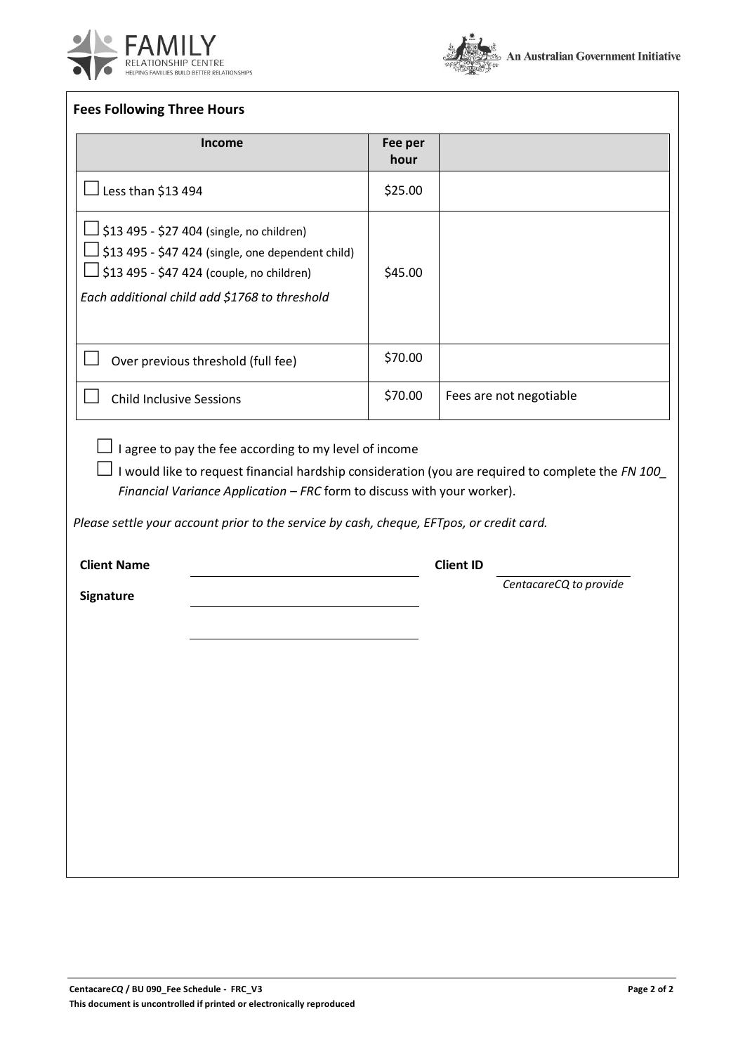**Fees Following Three Hours**

| Income | Fee per hour | |
|---|---|---|
| ☐ Less than $13 494 | $25.00 | |
| ☐ $13 495 - $27 404 (single, no children)<br>☐ $13 495 - $47 424 (single, one dependent child)<br>☐ $13 495 - $47 424 (couple, no children)<br>*Each additional child add $1768 to threshold* | $45.00 | |
| ☐ Over previous threshold (full fee) | $70.00 | |
| ☐ Child Inclusive Sessions | $70.00 | Fees are not negotiable |

☐ I agree to pay the fee according to my level of income

☐ I would like to request financial hardship consideration (you are required to complete the *FN 100_ Financial Variance Application – FRC* form to discuss with your worker).

*Please settle your account prior to the service by cash, cheque, EFTpos, or credit card.*

**Client Name** ______________________ **Client ID** ______________________
*CentacareCQ to provide*

**Signature** ______________________

______________________

CentacareCQ / BU 090_Fee Schedule - FRC_V3

This document is uncontrolled if printed or electronically reproduced